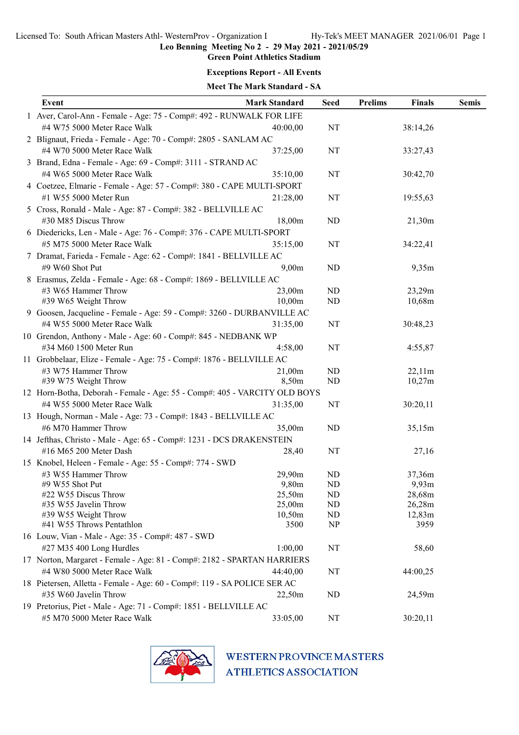Licensed To: South African Masters Athl- WesternProv - Organization I    Hy-Tek's MEET MANAGER 2021/06/01

**Leo Benning Meeting No 2 - 29 May 2021 - 2021/05/29**

**Green Point Athletics Stadium**

**Exceptions Report - All Events**

**Meet The Mark Standard - SA**

| | Event | Mark Standard | Seed | Prelims | Finals | Semis |
|---|---|---|---|---|---|---|
| 1 | Aver, Carol-Ann - Female - Age: 75 - Comp#: 492 - RUNWALK FOR LIFE | | | | | |
| | #4 W75 5000 Meter Race Walk | 40:00,00 | NT | | 38:14,26 | |
| 2 | Blignaut, Frieda - Female - Age: 70 - Comp#: 2805 - SANLAM AC | | | | | |
| | #4 W70 5000 Meter Race Walk | 37:25,00 | NT | | 33:27,43 | |
| 3 | Brand, Edna - Female - Age: 69 - Comp#: 3111 - STRAND AC | | | | | |
| | #4 W65 5000 Meter Race Walk | 35:10,00 | NT | | 30:42,70 | |
| 4 | Coetzee, Elmarie - Female - Age: 57 - Comp#: 380 - CAPE MULTI-SPORT | | | | | |
| | #1 W55 5000 Meter Run | 21:28,00 | NT | | 19:55,63 | |
| 5 | Cross, Ronald - Male - Age: 87 - Comp#: 382 - BELLVILLE AC | | | | | |
| | #30 M85 Discus Throw | 18,00m | ND | | 21,30m | |
| 6 | Diedericks, Len - Male - Age: 76 - Comp#: 376 - CAPE MULTI-SPORT | | | | | |
| | #5 M75 5000 Meter Race Walk | 35:15,00 | NT | | 34:22,41 | |
| 7 | Dramat, Farieda - Female - Age: 62 - Comp#: 1841 - BELLVILLE AC | | | | | |
| | #9 W60 Shot Put | 9,00m | ND | | 9,35m | |
| 8 | Erasmus, Zelda - Female - Age: 68 - Comp#: 1869 - BELLVILLE AC | | | | | |
| | #3 W65 Hammer Throw | 23,00m | ND | | 23,29m | |
| | #39 W65 Weight Throw | 10,00m | ND | | 10,68m | |
| 9 | Goosen, Jacqueline - Female - Age: 59 - Comp#: 3260 - DURBANVILLE AC | | | | | |
| | #4 W55 5000 Meter Race Walk | 31:35,00 | NT | | 30:48,23 | |
| 10 | Grendon, Anthony - Male - Age: 60 - Comp#: 845 - NEDBANK WP | | | | | |
| | #34 M60 1500 Meter Run | 4:58,00 | NT | | 4:55,87 | |
| 11 | Grobbelaar, Elize - Female - Age: 75 - Comp#: 1876 - BELLVILLE AC | | | | | |
| | #3 W75 Hammer Throw | 21,00m | ND | | 22,11m | |
| | #39 W75 Weight Throw | 8,50m | ND | | 10,27m | |
| 12 | Horn-Botha, Deborah - Female - Age: 55 - Comp#: 405 - VARCITY OLD BOYS | | | | | |
| | #4 W55 5000 Meter Race Walk | 31:35,00 | NT | | 30:20,11 | |
| 13 | Hough, Norman - Male - Age: 73 - Comp#: 1843 - BELLVILLE AC | | | | | |
| | #6 M70 Hammer Throw | 35,00m | ND | | 35,15m | |
| 14 | Jefthas, Christo - Male - Age: 65 - Comp#: 1231 - DCS DRAKENSTEIN | | | | | |
| | #16 M65 200 Meter Dash | 28,40 | NT | | 27,16 | |
| 15 | Knobel, Heleen - Female - Age: 55 - Comp#: 774 - SWD | | | | | |
| | #3 W55 Hammer Throw | 29,90m | ND | | 37,36m | |
| | #9 W55 Shot Put | 9,80m | ND | | 9,93m | |
| | #22 W55 Discus Throw | 25,50m | ND | | 28,68m | |
| | #35 W55 Javelin Throw | 25,00m | ND | | 26,28m | |
| | #39 W55 Weight Throw | 10,50m | ND | | 12,83m | |
| | #41 W55 Throws Pentathlon | 3500 | NP | | 3959 | |
| 16 | Louw, Vian - Male - Age: 35 - Comp#: 487 - SWD | | | | | |
| | #27 M35 400 Long Hurdles | 1:00,00 | NT | | 58,60 | |
| 17 | Norton, Margaret - Female - Age: 81 - Comp#: 2182 - SPARTAN HARRIERS | | | | | |
| | #4 W80 5000 Meter Race Walk | 44:40,00 | NT | | 44:00,25 | |
| 18 | Pietersen, Alletta - Female - Age: 60 - Comp#: 119 - SA POLICE SER AC | | | | | |
| | #35 W60 Javelin Throw | 22,50m | ND | | 24,59m | |
| 19 | Pretorius, Piet - Male - Age: 71 - Comp#: 1851 - BELLVILLE AC | | | | | |
| | #5 M70 5000 Meter Race Walk | 33:05,00 | NT | | 30:20,11 | |

WESTERN PROVINCE MASTERS ATHLETICS ASSOCIATION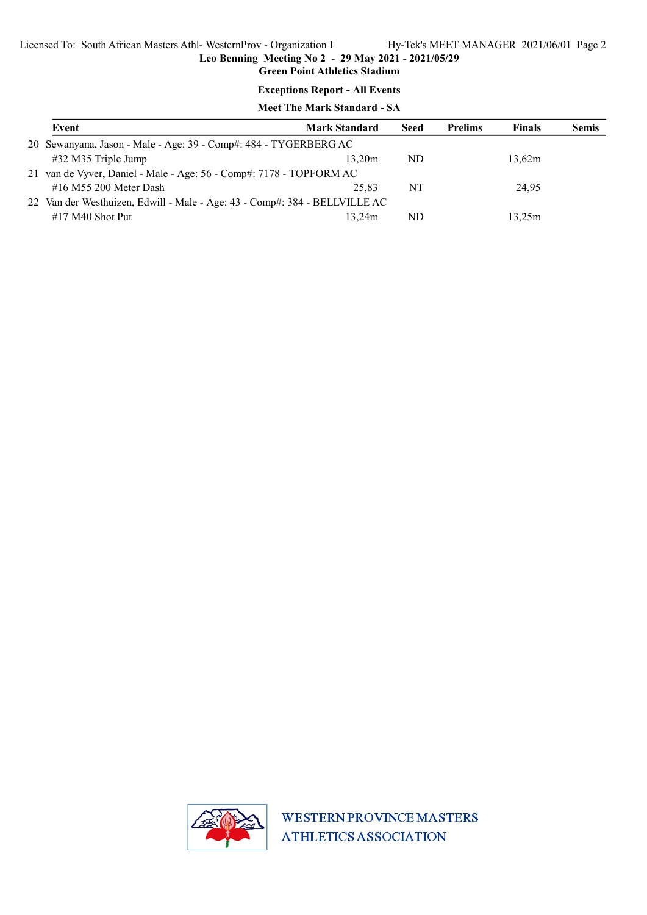Leo Benning Meeting No 2 - 29 May 2021 - 2021/05/29

Green Point Athletics Stadium

## Exceptions Report - All Events

### Meet The Mark Standard - SA

| Event | Mark Standard | Seed | Prelims | Finals | Semis |
|---|---|---|---|---|---|
| 20 Sewanyana, Jason - Male - Age: 39 - Comp#: 484 - TYGERBERG AC | | | | | |
| #32 M35 Triple Jump | 13,20m | ND | | 13,62m | |
| 21 van de Vyver, Daniel - Male - Age: 56 - Comp#: 7178 - TOPFORM AC | | | | | |
| #16 M55 200 Meter Dash | 25,83 | NT | | 24,95 | |
| 22 Van der Westhuizen, Edwill - Male - Age: 43 - Comp#: 384 - BELLVILLE AC | | | | | |
| #17 M40 Shot Put | 13,24m | ND | | 13,25m | |

WESTERN PROVINCE MASTERS ATHLETICS ASSOCIATION